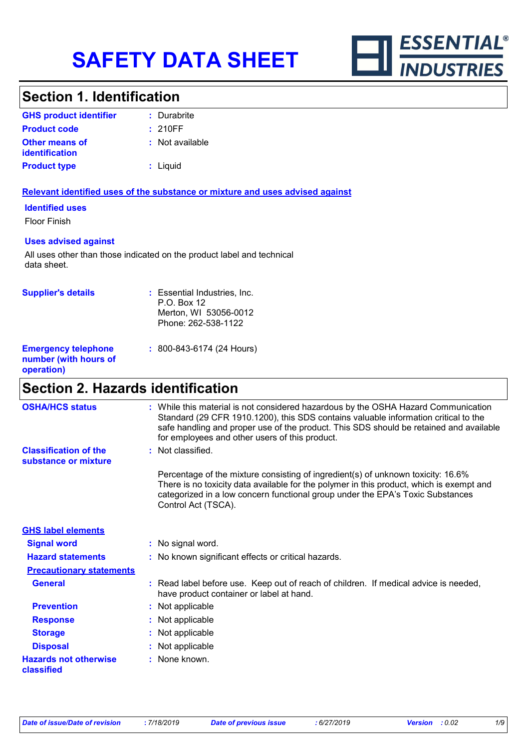# SAFETY DATA SHEET

ESSENTIAL® INDUSTRIES

## Section 1. Identification

| | |
|---|---|
| **GHS product identifier** | : Durabrite |
| **Product code** | : 210FF |
| **Other means of identification** | : Not available |
| **Product type** | : Liquid |

**Relevant identified uses of the substance or mixture and uses advised against**

**Identified uses**

Floor Finish

**Uses advised against**

All uses other than those indicated on the product label and technical data sheet.

**Supplier's details** : Essential Industries, Inc.
P.O. Box 12
Merton, WI 53056-0012
Phone: 262-538-1122

**Emergency telephone number (with hours of operation)** : 800-843-6174 (24 Hours)

## Section 2. Hazards identification

**OSHA/HCS status** : While this material is not considered hazardous by the OSHA Hazard Communication Standard (29 CFR 1910.1200), this SDS contains valuable information critical to the safe handling and proper use of the product. This SDS should be retained and available for employees and other users of this product.

**Classification of the substance or mixture** : Not classified.

Percentage of the mixture consisting of ingredient(s) of unknown toxicity: 16.6%
There is no toxicity data available for the polymer in this product, which is exempt and categorized in a low concern functional group under the EPA's Toxic Substances Control Act (TSCA).

**GHS label elements**

**Signal word** : No signal word.

**Hazard statements** : No known significant effects or critical hazards.

**Precautionary statements**

**General** : Read label before use. Keep out of reach of children. If medical advice is needed, have product container or label at hand.

**Prevention** : Not applicable

**Response** : Not applicable

**Storage** : Not applicable

**Disposal** : Not applicable

**Hazards not otherwise classified** : None known.

*Date of issue/Date of revision : 7/18/2019 Date of previous issue : 6/27/2019 Version : 0.02*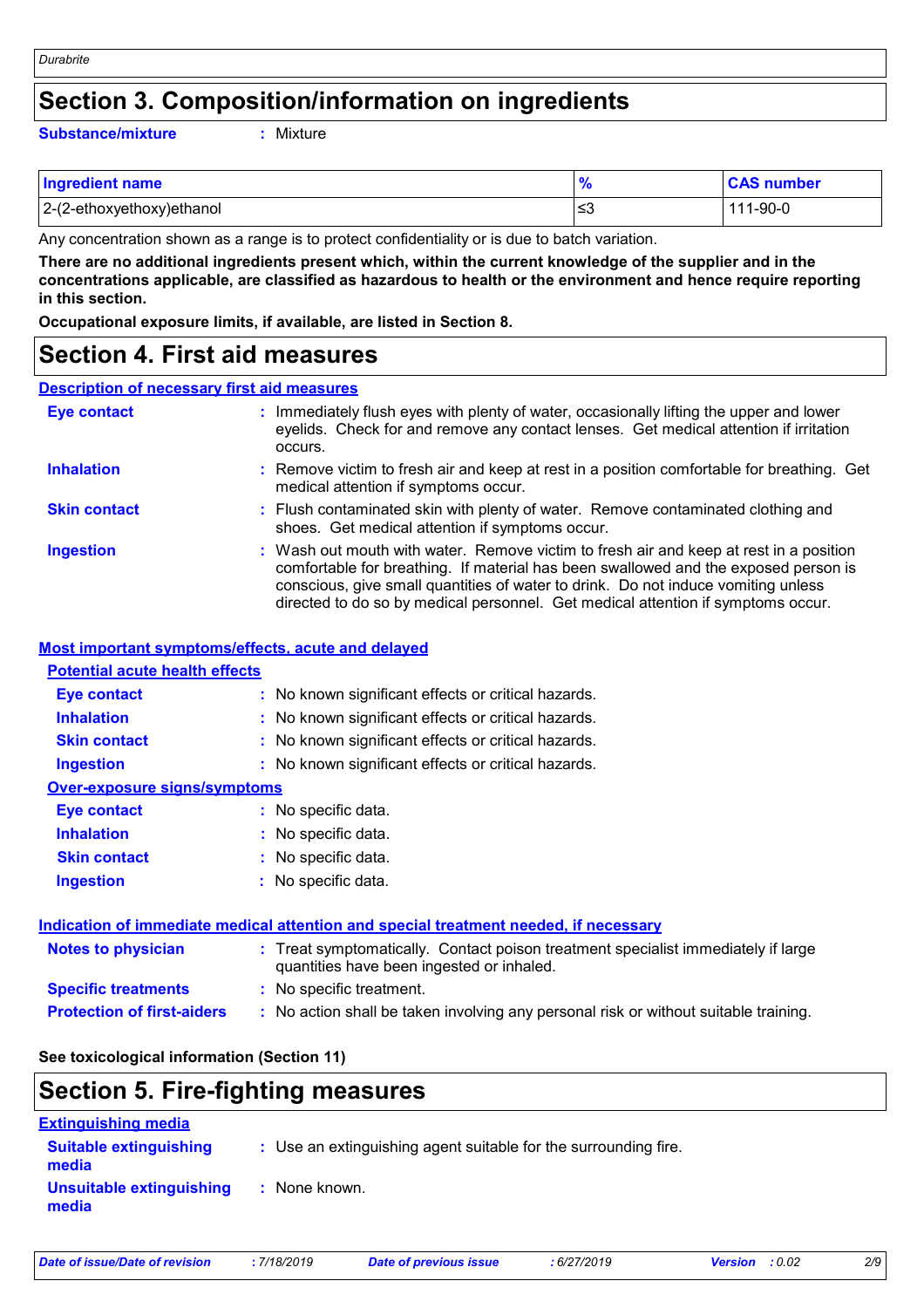# Section 3. Composition/information on ingredients

**Substance/mixture** : Mixture

| Ingredient name | % | CAS number |
|---|---|---|
| 2-(2-ethoxyethoxy)ethanol | ≤3 | 111-90-0 |

Any concentration shown as a range is to protect confidentiality or is due to batch variation.

**There are no additional ingredients present which, within the current knowledge of the supplier and in the concentrations applicable, are classified as hazardous to health or the environment and hence require reporting in this section.**

**Occupational exposure limits, if available, are listed in Section 8.**

# Section 4. First aid measures

## Description of necessary first aid measures

**Eye contact** : Immediately flush eyes with plenty of water, occasionally lifting the upper and lower eyelids. Check for and remove any contact lenses. Get medical attention if irritation occurs.

**Inhalation** : Remove victim to fresh air and keep at rest in a position comfortable for breathing. Get medical attention if symptoms occur.

**Skin contact** : Flush contaminated skin with plenty of water. Remove contaminated clothing and shoes. Get medical attention if symptoms occur.

**Ingestion** : Wash out mouth with water. Remove victim to fresh air and keep at rest in a position comfortable for breathing. If material has been swallowed and the exposed person is conscious, give small quantities of water to drink. Do not induce vomiting unless directed to do so by medical personnel. Get medical attention if symptoms occur.

## Most important symptoms/effects, acute and delayed

### Potential acute health effects

**Eye contact** : No known significant effects or critical hazards.

**Inhalation** : No known significant effects or critical hazards.

**Skin contact** : No known significant effects or critical hazards.

**Ingestion** : No known significant effects or critical hazards.

### Over-exposure signs/symptoms

**Eye contact** : No specific data.

**Inhalation** : No specific data.

**Skin contact** : No specific data.

**Ingestion** : No specific data.

## Indication of immediate medical attention and special treatment needed, if necessary

**Notes to physician** : Treat symptomatically. Contact poison treatment specialist immediately if large quantities have been ingested or inhaled.

**Specific treatments** : No specific treatment.

**Protection of first-aiders** : No action shall be taken involving any personal risk or without suitable training.

**See toxicological information (Section 11)**

# Section 5. Fire-fighting measures

## Extinguishing media

**Suitable extinguishing media** : Use an extinguishing agent suitable for the surrounding fire.

**Unsuitable extinguishing media** : None known.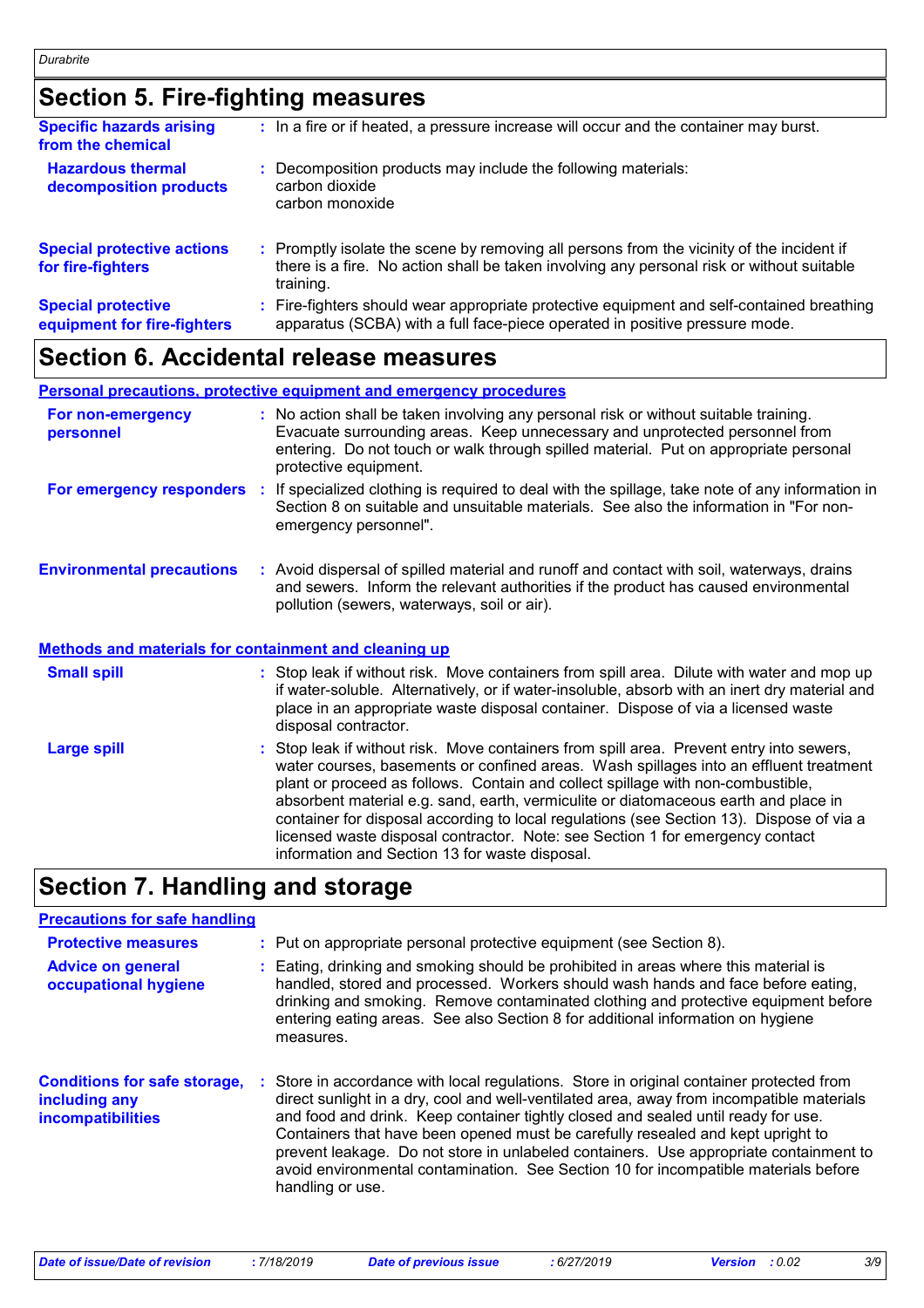## Section 5. Fire-fighting measures

**Specific hazards arising from the chemical** : In a fire or if heated, a pressure increase will occur and the container may burst.

**Hazardous thermal decomposition products** : Decomposition products may include the following materials:
carbon dioxide
carbon monoxide

**Special protective actions for fire-fighters** : Promptly isolate the scene by removing all persons from the vicinity of the incident if there is a fire. No action shall be taken involving any personal risk or without suitable training.

**Special protective equipment for fire-fighters** : Fire-fighters should wear appropriate protective equipment and self-contained breathing apparatus (SCBA) with a full face-piece operated in positive pressure mode.

## Section 6. Accidental release measures

### Personal precautions, protective equipment and emergency procedures

**For non-emergency personnel** : No action shall be taken involving any personal risk or without suitable training. Evacuate surrounding areas. Keep unnecessary and unprotected personnel from entering. Do not touch or walk through spilled material. Put on appropriate personal protective equipment.

**For emergency responders** : If specialized clothing is required to deal with the spillage, take note of any information in Section 8 on suitable and unsuitable materials. See also the information in "For non-emergency personnel".

**Environmental precautions** : Avoid dispersal of spilled material and runoff and contact with soil, waterways, drains and sewers. Inform the relevant authorities if the product has caused environmental pollution (sewers, waterways, soil or air).

### Methods and materials for containment and cleaning up

**Small spill** : Stop leak if without risk. Move containers from spill area. Dilute with water and mop up if water-soluble. Alternatively, or if water-insoluble, absorb with an inert dry material and place in an appropriate waste disposal container. Dispose of via a licensed waste disposal contractor.

**Large spill** : Stop leak if without risk. Move containers from spill area. Prevent entry into sewers, water courses, basements or confined areas. Wash spillages into an effluent treatment plant or proceed as follows. Contain and collect spillage with non-combustible, absorbent material e.g. sand, earth, vermiculite or diatomaceous earth and place in container for disposal according to local regulations (see Section 13). Dispose of via a licensed waste disposal contractor. Note: see Section 1 for emergency contact information and Section 13 for waste disposal.

## Section 7. Handling and storage

### Precautions for safe handling

**Protective measures** : Put on appropriate personal protective equipment (see Section 8).

**Advice on general occupational hygiene** : Eating, drinking and smoking should be prohibited in areas where this material is handled, stored and processed. Workers should wash hands and face before eating, drinking and smoking. Remove contaminated clothing and protective equipment before entering eating areas. See also Section 8 for additional information on hygiene measures.

**Conditions for safe storage, including any incompatibilities** : Store in accordance with local regulations. Store in original container protected from direct sunlight in a dry, cool and well-ventilated area, away from incompatible materials and food and drink. Keep container tightly closed and sealed until ready for use. Containers that have been opened must be carefully resealed and kept upright to prevent leakage. Do not store in unlabeled containers. Use appropriate containment to avoid environmental contamination. See Section 10 for incompatible materials before handling or use.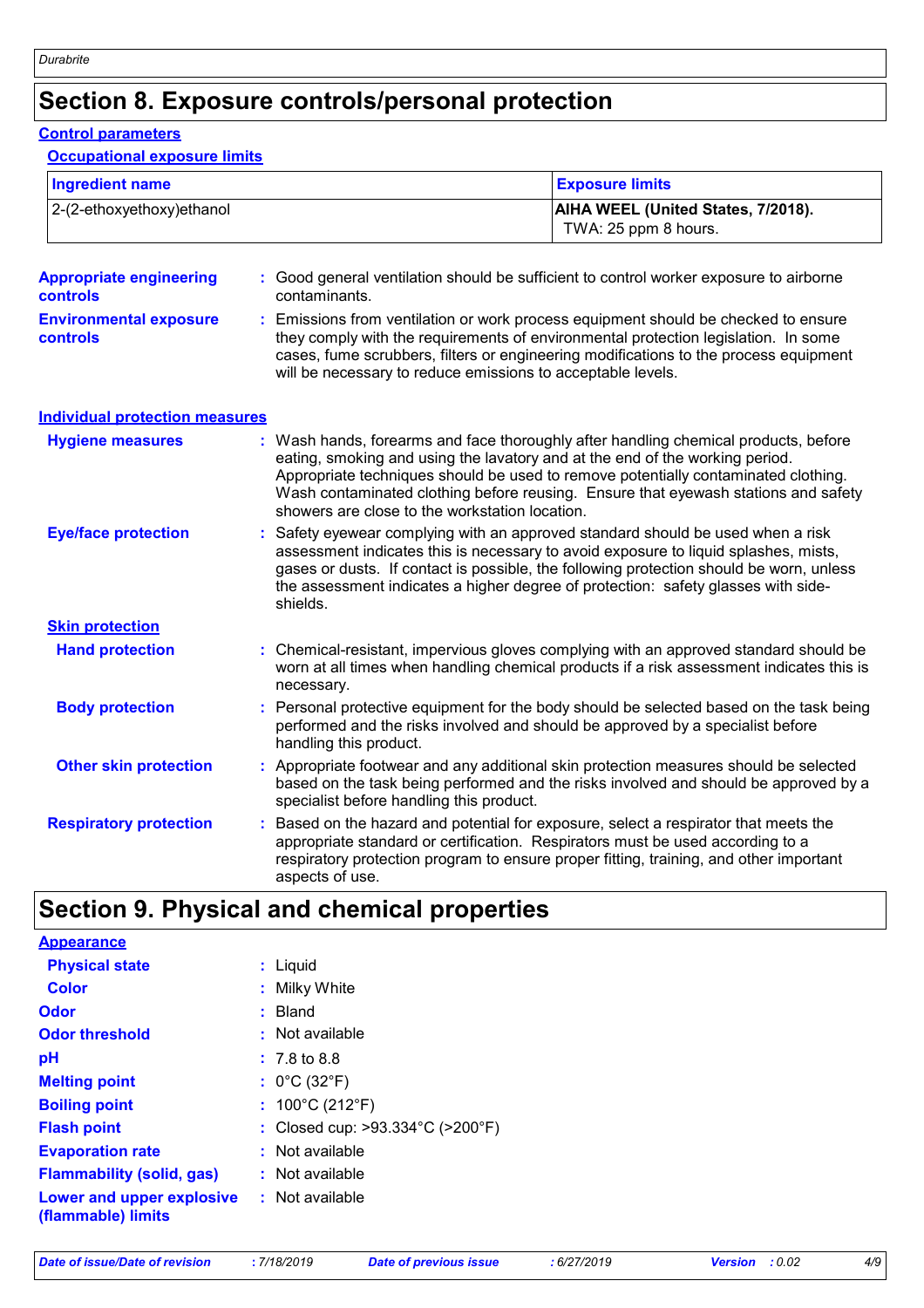# Section 8. Exposure controls/personal protection

## Control parameters

### Occupational exposure limits

| Ingredient name | Exposure limits |
|---|---|
| 2-(2-ethoxyethoxy)ethanol | **AIHA WEEL (United States, 7/2018).** TWA: 25 ppm 8 hours. |

**Appropriate engineering controls** : Good general ventilation should be sufficient to control worker exposure to airborne contaminants.

**Environmental exposure controls** : Emissions from ventilation or work process equipment should be checked to ensure they comply with the requirements of environmental protection legislation. In some cases, fume scrubbers, filters or engineering modifications to the process equipment will be necessary to reduce emissions to acceptable levels.

## Individual protection measures

**Hygiene measures** : Wash hands, forearms and face thoroughly after handling chemical products, before eating, smoking and using the lavatory and at the end of the working period. Appropriate techniques should be used to remove potentially contaminated clothing. Wash contaminated clothing before reusing. Ensure that eyewash stations and safety showers are close to the workstation location.

**Eye/face protection** : Safety eyewear complying with an approved standard should be used when a risk assessment indicates this is necessary to avoid exposure to liquid splashes, mists, gases or dusts. If contact is possible, the following protection should be worn, unless the assessment indicates a higher degree of protection: safety glasses with side-shields.

### Skin protection

**Hand protection** : Chemical-resistant, impervious gloves complying with an approved standard should be worn at all times when handling chemical products if a risk assessment indicates this is necessary.

**Body protection** : Personal protective equipment for the body should be selected based on the task being performed and the risks involved and should be approved by a specialist before handling this product.

**Other skin protection** : Appropriate footwear and any additional skin protection measures should be selected based on the task being performed and the risks involved and should be approved by a specialist before handling this product.

**Respiratory protection** : Based on the hazard and potential for exposure, select a respirator that meets the appropriate standard or certification. Respirators must be used according to a respiratory protection program to ensure proper fitting, training, and other important aspects of use.

# Section 9. Physical and chemical properties

## Appearance

**Physical state** : Liquid

**Color** : Milky White

**Odor** : Bland

**Odor threshold** : Not available

**pH** : 7.8 to 8.8

**Melting point** : 0°C (32°F)

**Boiling point** : 100°C (212°F)

**Flash point** : Closed cup: >93.334°C (>200°F)

**Evaporation rate** : Not available

**Flammability (solid, gas)** : Not available

**Lower and upper explosive (flammable) limits** : Not available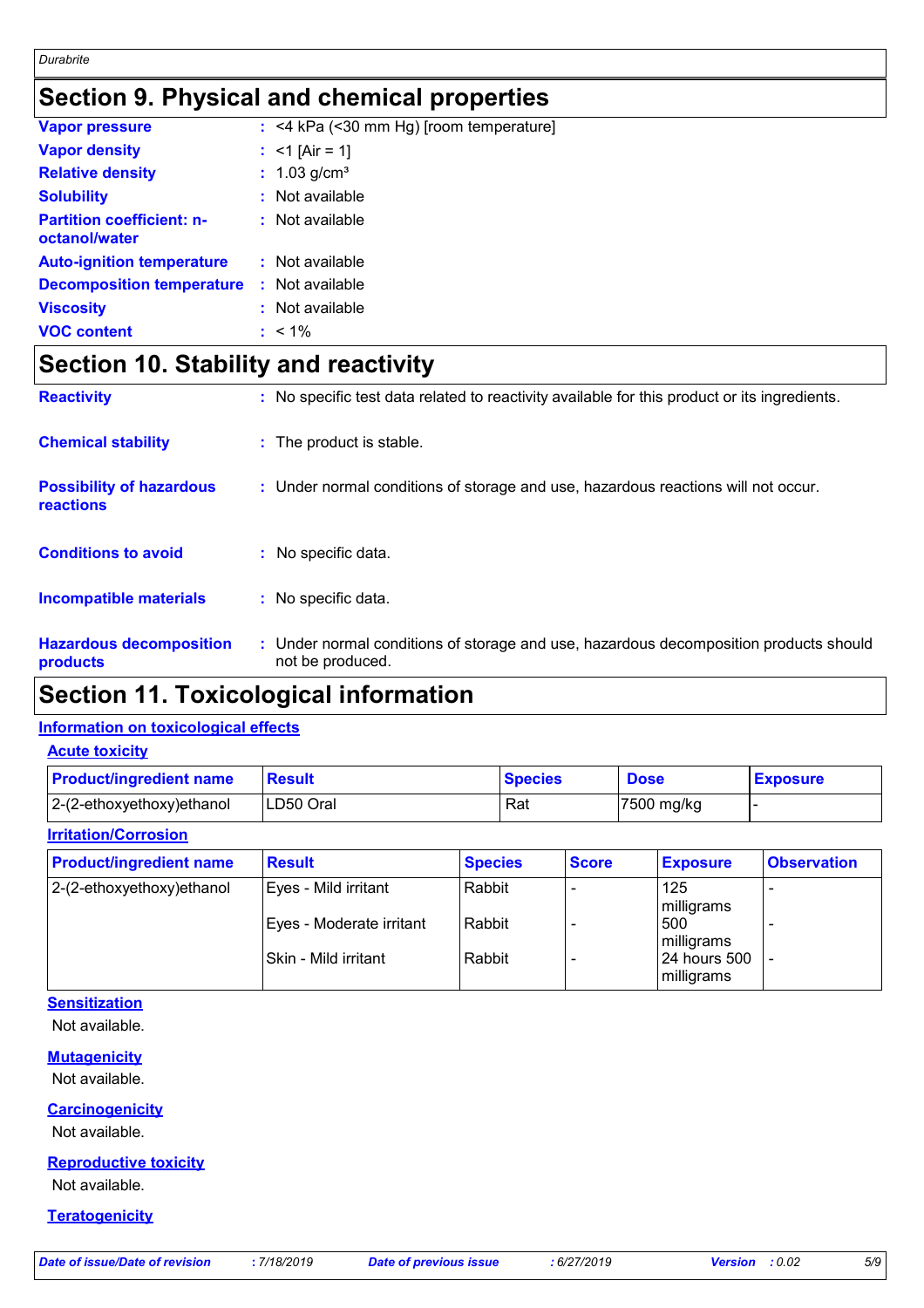## Section 9. Physical and chemical properties

**Vapor pressure** : <4 kPa (<30 mm Hg) [room temperature]

**Vapor density** : <1 [Air = 1]

**Relative density** : 1.03 g/cm³

**Solubility** : Not available

**Partition coefficient: n-octanol/water** : Not available

**Auto-ignition temperature** : Not available

**Decomposition temperature** : Not available

**Viscosity** : Not available

**VOC content** : < 1%

## Section 10. Stability and reactivity

**Reactivity** : No specific test data related to reactivity available for this product or its ingredients.

**Chemical stability** : The product is stable.

**Possibility of hazardous reactions** : Under normal conditions of storage and use, hazardous reactions will not occur.

**Conditions to avoid** : No specific data.

**Incompatible materials** : No specific data.

**Hazardous decomposition products** : Under normal conditions of storage and use, hazardous decomposition products should not be produced.

## Section 11. Toxicological information

### Information on toxicological effects

#### Acute toxicity

| Product/ingredient name | Result | Species | Dose | Exposure |
|---|---|---|---|---|
| 2-(2-ethoxyethoxy)ethanol | LD50 Oral | Rat | 7500 mg/kg | - |

#### Irritation/Corrosion

| Product/ingredient name | Result | Species | Score | Exposure | Observation |
|---|---|---|---|---|---|
| 2-(2-ethoxyethoxy)ethanol | Eyes - Mild irritant | Rabbit | - | 125 milligrams | - |
| | Eyes - Moderate irritant | Rabbit | - | 500 milligrams | - |
| | Skin - Mild irritant | Rabbit | - | 24 hours 500 milligrams | - |

#### Sensitization

Not available.

#### Mutagenicity

Not available.

#### Carcinogenicity

Not available.

#### Reproductive toxicity

Not available.

#### Teratogenicity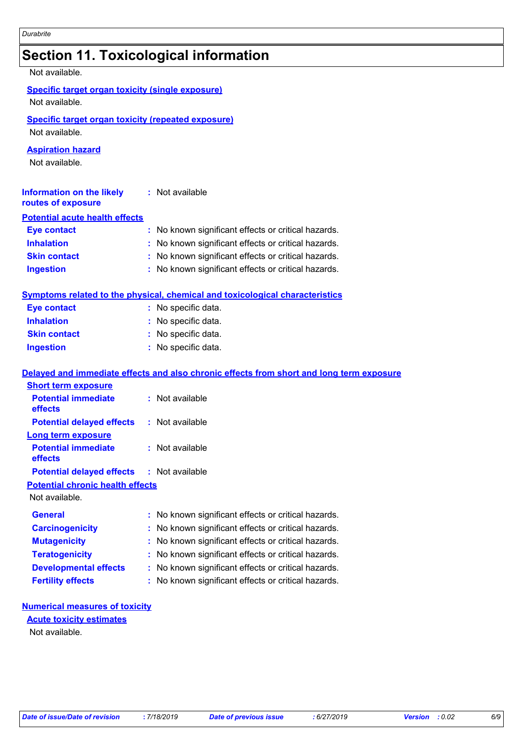## Section 11. Toxicological information

Not available.

**Specific target organ toxicity (single exposure)**

Not available.

**Specific target organ toxicity (repeated exposure)**

Not available.

**Aspiration hazard**

Not available.

**Information on the likely routes of exposure** : Not available

**Potential acute health effects**

**Eye contact** : No known significant effects or critical hazards.

**Inhalation** : No known significant effects or critical hazards.

**Skin contact** : No known significant effects or critical hazards.

**Ingestion** : No known significant effects or critical hazards.

**Symptoms related to the physical, chemical and toxicological characteristics**

**Eye contact** : No specific data.

**Inhalation** : No specific data.

**Skin contact** : No specific data.

**Ingestion** : No specific data.

**Delayed and immediate effects and also chronic effects from short and long term exposure**

**Short term exposure**

**Potential immediate effects** : Not available

**Potential delayed effects** : Not available

**Long term exposure**

**Potential immediate effects** : Not available

**Potential delayed effects** : Not available

**Potential chronic health effects**

Not available.

**General** : No known significant effects or critical hazards.

**Carcinogenicity** : No known significant effects or critical hazards.

**Mutagenicity** : No known significant effects or critical hazards.

**Teratogenicity** : No known significant effects or critical hazards.

**Developmental effects** : No known significant effects or critical hazards.

**Fertility effects** : No known significant effects or critical hazards.

**Numerical measures of toxicity**

**Acute toxicity estimates**

Not available.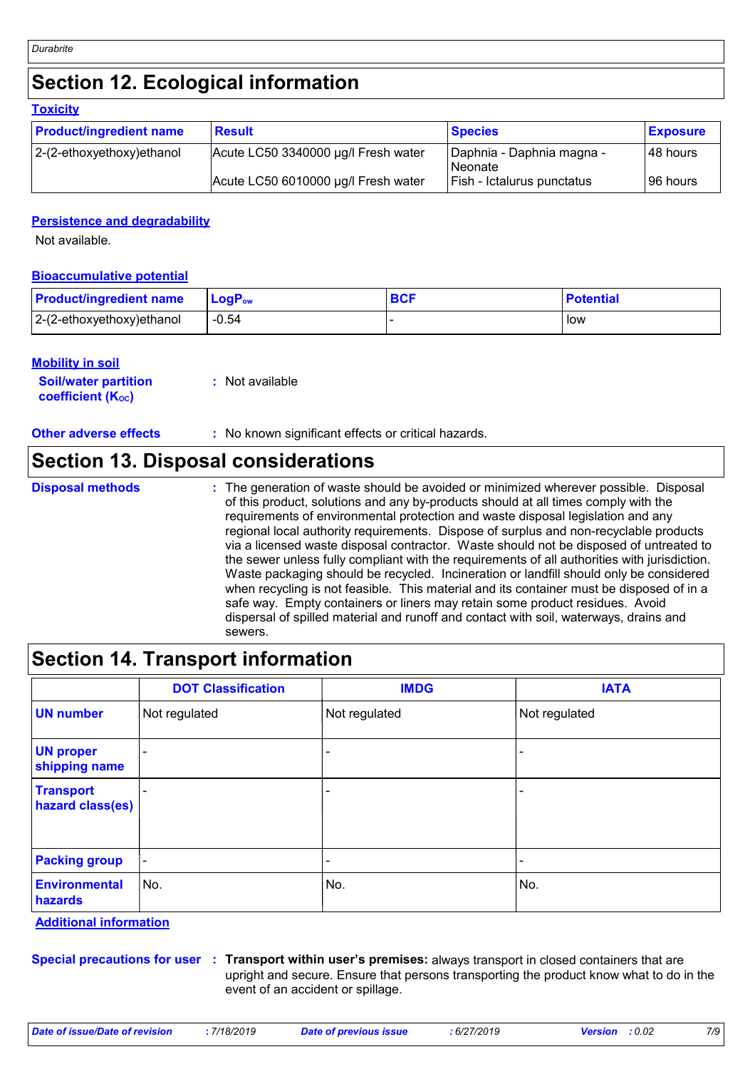## Section 12. Ecological information

### Toxicity

| Product/ingredient name | Result | Species | Exposure |
| --- | --- | --- | --- |
| 2-(2-ethoxyethoxy)ethanol | Acute LC50 3340000 µg/l Fresh water | Daphnia - Daphnia magna - Neonate | 48 hours |
| | Acute LC50 6010000 µg/l Fresh water | Fish - Ictalurus punctatus | 96 hours |

### Persistence and degradability

Not available.

### Bioaccumulative potential

| Product/ingredient name | $LogP_{ow}$ | BCF | Potential |
| --- | --- | --- | --- |
| 2-(2-ethoxyethoxy)ethanol | -0.54 | - | low |

### Mobility in soil

**Soil/water partition coefficient ($K_{OC}$)** : Not available

**Other adverse effects** : No known significant effects or critical hazards.

## Section 13. Disposal considerations

**Disposal methods** : The generation of waste should be avoided or minimized wherever possible. Disposal of this product, solutions and any by-products should at all times comply with the requirements of environmental protection and waste disposal legislation and any regional local authority requirements. Dispose of surplus and non-recyclable products via a licensed waste disposal contractor. Waste should not be disposed of untreated to the sewer unless fully compliant with the requirements of all authorities with jurisdiction. Waste packaging should be recycled. Incineration or landfill should only be considered when recycling is not feasible. This material and its container must be disposed of in a safe way. Empty containers or liners may retain some product residues. Avoid dispersal of spilled material and runoff and contact with soil, waterways, drains and sewers.

## Section 14. Transport information

| | DOT Classification | IMDG | IATA |
| --- | --- | --- | --- |
| UN number | Not regulated | Not regulated | Not regulated |
| UN proper shipping name | - | - | - |
| Transport hazard class(es) | - | - | - |
| Packing group | - | - | - |
| Environmental hazards | No. | No. | No. |

### Additional information

**Special precautions for user** : **Transport within user's premises:** always transport in closed containers that are upright and secure. Ensure that persons transporting the product know what to do in the event of an accident or spillage.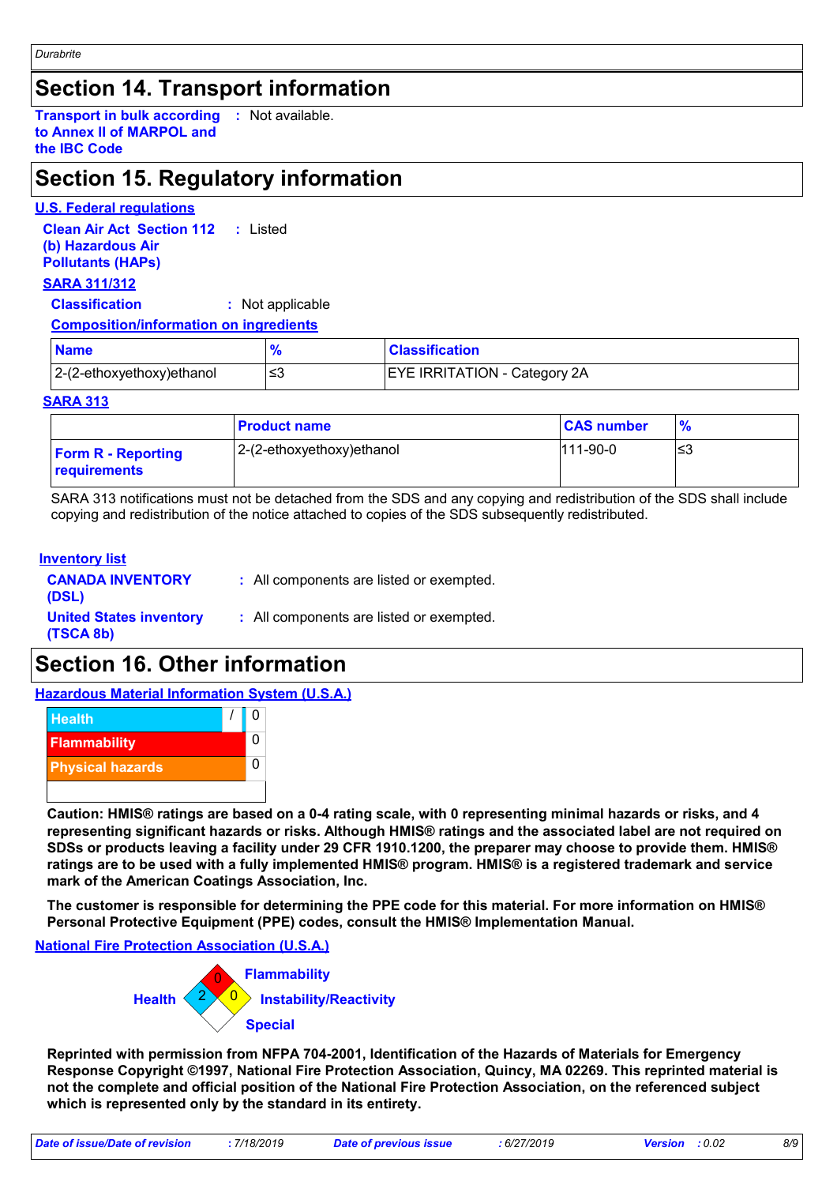## Section 14. Transport information

**Transport in bulk according to Annex II of MARPOL and the IBC Code** : Not available.

## Section 15. Regulatory information

**U.S. Federal regulations**

**Clean Air Act Section 112 (b) Hazardous Air Pollutants (HAPs)** : Listed

**SARA 311/312**

**Classification** : Not applicable

**Composition/information on ingredients**

| Name | % | Classification |
|---|---|---|
| 2-(2-ethoxyethoxy)ethanol | ≤3 | EYE IRRITATION - Category 2A |

**SARA 313**

| | Product name | CAS number | % |
|---|---|---|---|
| **Form R - Reporting requirements** | 2-(2-ethoxyethoxy)ethanol | 111-90-0 | ≤3 |

SARA 313 notifications must not be detached from the SDS and any copying and redistribution of the SDS shall include copying and redistribution of the notice attached to copies of the SDS subsequently redistributed.

**Inventory list**

**CANADA INVENTORY (DSL)** : All components are listed or exempted.

**United States inventory (TSCA 8b)** : All components are listed or exempted.

## Section 16. Other information

**Hazardous Material Information System (U.S.A.)**

| | |
|---|---|
| Health | / 0 |
| Flammability | 0 |
| Physical hazards | 0 |
| | |

**Caution: HMIS® ratings are based on a 0-4 rating scale, with 0 representing minimal hazards or risks, and 4 representing significant hazards or risks. Although HMIS® ratings and the associated label are not required on SDSs or products leaving a facility under 29 CFR 1910.1200, the preparer may choose to provide them. HMIS® ratings are to be used with a fully implemented HMIS® program. HMIS® is a registered trademark and service mark of the American Coatings Association, Inc.**

**The customer is responsible for determining the PPE code for this material. For more information on HMIS® Personal Protective Equipment (PPE) codes, consult the HMIS® Implementation Manual.**

**National Fire Protection Association (U.S.A.)**

Health: 2
Flammability: 0
Instability/Reactivity: 0
Special:

**Reprinted with permission from NFPA 704-2001, Identification of the Hazards of Materials for Emergency Response Copyright ©1997, National Fire Protection Association, Quincy, MA 02269. This reprinted material is not the complete and official position of the National Fire Protection Association, on the referenced subject which is represented only by the standard in its entirety.**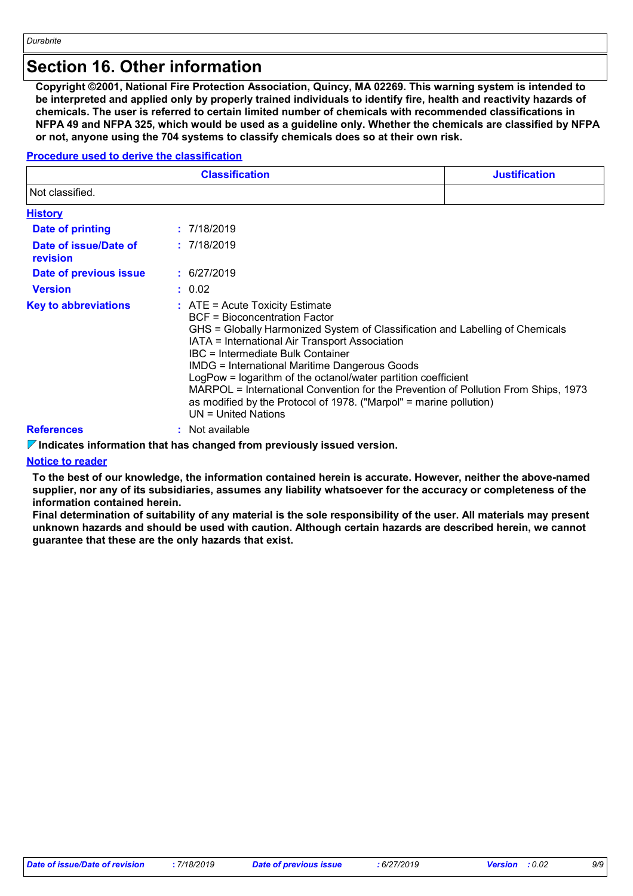# Section 16. Other information

**Copyright ©2001, National Fire Protection Association, Quincy, MA 02269. This warning system is intended to be interpreted and applied only by properly trained individuals to identify fire, health and reactivity hazards of chemicals. The user is referred to certain limited number of chemicals with recommended classifications in NFPA 49 and NFPA 325, which would be used as a guideline only. Whether the chemicals are classified by NFPA or not, anyone using the 704 systems to classify chemicals does so at their own risk.**

**Procedure used to derive the classification**

| Classification | Justification |
|---|---|
| Not classified. | |

**History**

**Date of printing** : 7/18/2019

**Date of issue/Date of revision** : 7/18/2019

**Date of previous issue** : 6/27/2019

**Version** : 0.02

**Key to abbreviations** : ATE = Acute Toxicity Estimate
BCF = Bioconcentration Factor
GHS = Globally Harmonized System of Classification and Labelling of Chemicals
IATA = International Air Transport Association
IBC = Intermediate Bulk Container
IMDG = International Maritime Dangerous Goods
LogPow = logarithm of the octanol/water partition coefficient
MARPOL = International Convention for the Prevention of Pollution From Ships, 1973 as modified by the Protocol of 1978. ("Marpol" = marine pollution)
UN = United Nations

**References** : Not available

**Indicates information that has changed from previously issued version.**

**Notice to reader**

**To the best of our knowledge, the information contained herein is accurate. However, neither the above-named supplier, nor any of its subsidiaries, assumes any liability whatsoever for the accuracy or completeness of the information contained herein.**

**Final determination of suitability of any material is the sole responsibility of the user. All materials may present unknown hazards and should be used with caution. Although certain hazards are described herein, we cannot guarantee that these are the only hazards that exist.**